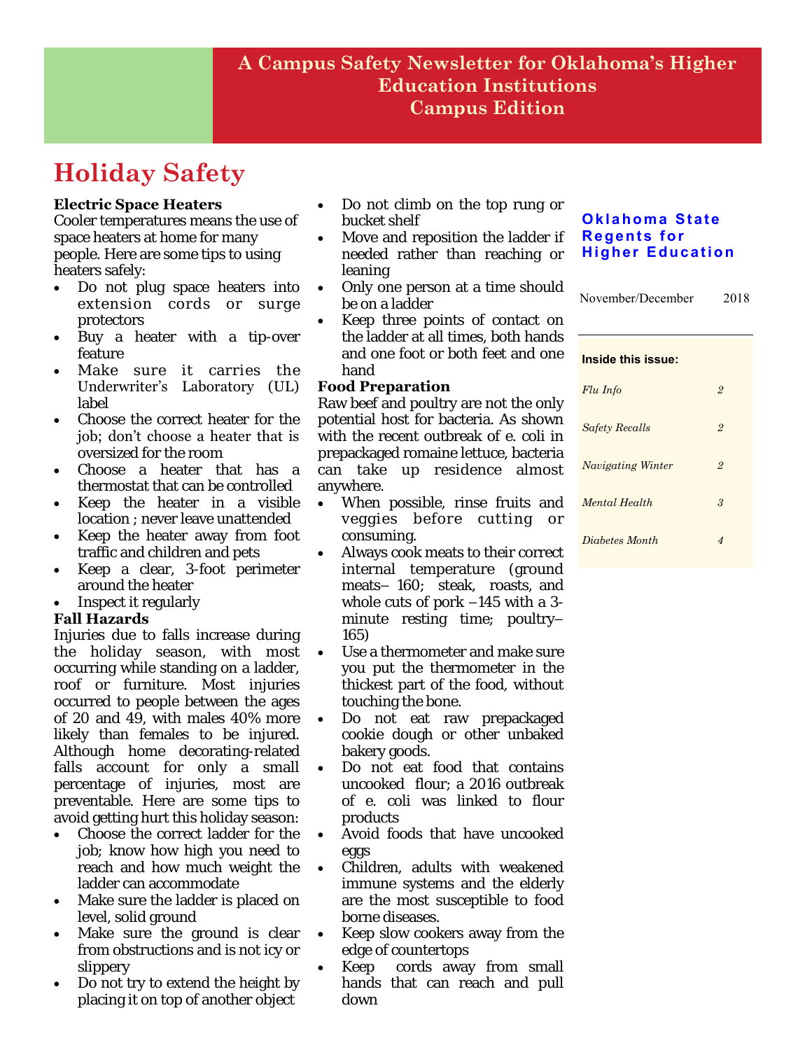**A Campus Safety Newsletter for Oklahoma's Higher Education Institutions**
**Campus Edition**

**Oklahoma State Regents for Higher Education**

November/December 2018

**Inside this issue:**

| | |
|---|---|
| *Flu Info* | *2* |
| *Safety Recalls* | *2* |
| *Navigating Winter* | *2* |
| *Mental Health* | *3* |
| *Diabetes Month* | *4* |

# Holiday Safety

### Electric Space Heaters

Cooler temperatures means the use of space heaters at home for many people. Here are some tips to using heaters safely:

- Do not plug space heaters into extension cords or surge protectors
- Buy a heater with a tip-over feature
- Make sure it carries the Underwriter's Laboratory (UL) label
- Choose the correct heater for the job; don't choose a heater that is oversized for the room
- Choose a heater that has a thermostat that can be controlled
- Keep the heater in a visible location ; never leave unattended
- Keep the heater away from foot traffic and children and pets
- Keep a clear, 3-foot perimeter around the heater
- Inspect it regularly

### Fall Hazards

Injuries due to falls increase during the holiday season, with most occurring while standing on a ladder, roof or furniture. Most injuries occurred to people between the ages of 20 and 49, with males 40% more likely than females to be injured. Although home decorating-related falls account for only a small percentage of injuries, most are preventable. Here are some tips to avoid getting hurt this holiday season:

- Choose the correct ladder for the job; know how high you need to reach and how much weight the ladder can accommodate
- Make sure the ladder is placed on level, solid ground
- Make sure the ground is clear from obstructions and is not icy or slippery
- Do not try to extend the height by placing it on top of another object
- Do not climb on the top rung or bucket shelf
- Move and reposition the ladder if needed rather than reaching or leaning
- Only one person at a time should be on a ladder
- Keep three points of contact on the ladder at all times, both hands and one foot or both feet and one hand

### Food Preparation

Raw beef and poultry are not the only potential host for bacteria. As shown with the recent outbreak of e. coli in prepackaged romaine lettuce, bacteria can take up residence almost anywhere.

- When possible, rinse fruits and veggies before cutting or consuming.
- Always cook meats to their correct internal temperature (ground meats– 160; steak, roasts, and whole cuts of pork –145 with a 3-minute resting time; poultry– 165)
- Use a thermometer and make sure you put the thermometer in the thickest part of the food, without touching the bone.
- Do not eat raw prepackaged cookie dough or other unbaked bakery goods.
- Do not eat food that contains uncooked flour; a 2016 outbreak of e. coli was linked to flour products
- Avoid foods that have uncooked eggs
- Children, adults with weakened immune systems and the elderly are the most susceptible to food borne diseases.
- Keep slow cookers away from the edge of countertops
- Keep cords away from small hands that can reach and pull down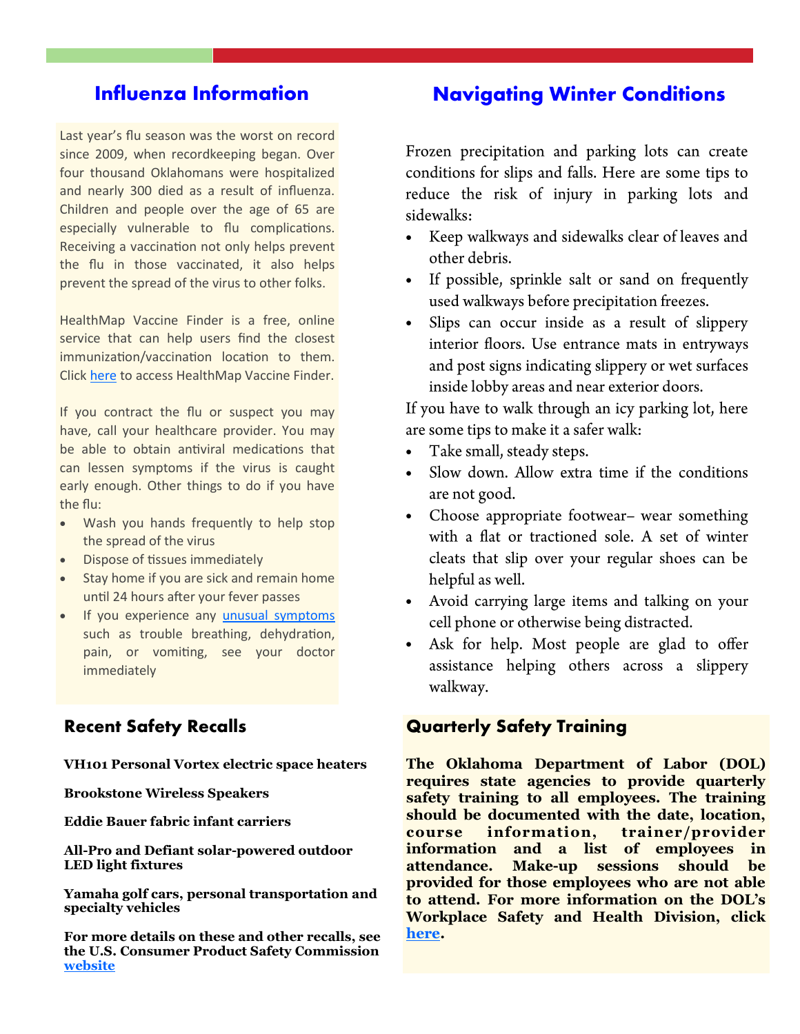## Influenza Information

Last year's flu season was the worst on record since 2009, when recordkeeping began. Over four thousand Oklahomans were hospitalized and nearly 300 died as a result of influenza. Children and people over the age of 65 are especially vulnerable to flu complications. Receiving a vaccination not only helps prevent the flu in those vaccinated, it also helps prevent the spread of the virus to other folks.

HealthMap Vaccine Finder is a free, online service that can help users find the closest immunization/vaccination location to them. Click [here]() to access HealthMap Vaccine Finder.

If you contract the flu or suspect you may have, call your healthcare provider. You may be able to obtain antiviral medications that can lessen symptoms if the virus is caught early enough. Other things to do if you have the flu:

- Wash you hands frequently to help stop the spread of the virus
- Dispose of tissues immediately
- Stay home if you are sick and remain home until 24 hours after your fever passes
- If you experience any [unusual symptoms]() such as trouble breathing, dehydration, pain, or vomiting, see your doctor immediately

## Recent Safety Recalls

**VH101 Personal Vortex electric space heaters**

**Brookstone Wireless Speakers**

**Eddie Bauer fabric infant carriers**

**All-Pro and Defiant solar-powered outdoor LED light fixtures**

**Yamaha golf cars, personal transportation and specialty vehicles**

**For more details on these and other recalls, see the U.S. Consumer Product Safety Commission [website]()**

## Navigating Winter Conditions

Frozen precipitation and parking lots can create conditions for slips and falls. Here are some tips to reduce the risk of injury in parking lots and sidewalks:

- Keep walkways and sidewalks clear of leaves and other debris.
- If possible, sprinkle salt or sand on frequently used walkways before precipitation freezes.
- Slips can occur inside as a result of slippery interior floors. Use entrance mats in entryways and post signs indicating slippery or wet surfaces inside lobby areas and near exterior doors.

If you have to walk through an icy parking lot, here are some tips to make it a safer walk:

- Take small, steady steps.
- Slow down. Allow extra time if the conditions are not good.
- Choose appropriate footwear– wear something with a flat or tractioned sole. A set of winter cleats that slip over your regular shoes can be helpful as well.
- Avoid carrying large items and talking on your cell phone or otherwise being distracted.
- Ask for help. Most people are glad to offer assistance helping others across a slippery walkway.

## Quarterly Safety Training

**The Oklahoma Department of Labor (DOL) requires state agencies to provide quarterly safety training to all employees. The training should be documented with the date, location, course information, trainer/provider information and a list of employees in attendance. Make-up sessions should be provided for those employees who are not able to attend. For more information on the DOL's Workplace Safety and Health Division, click [here]().**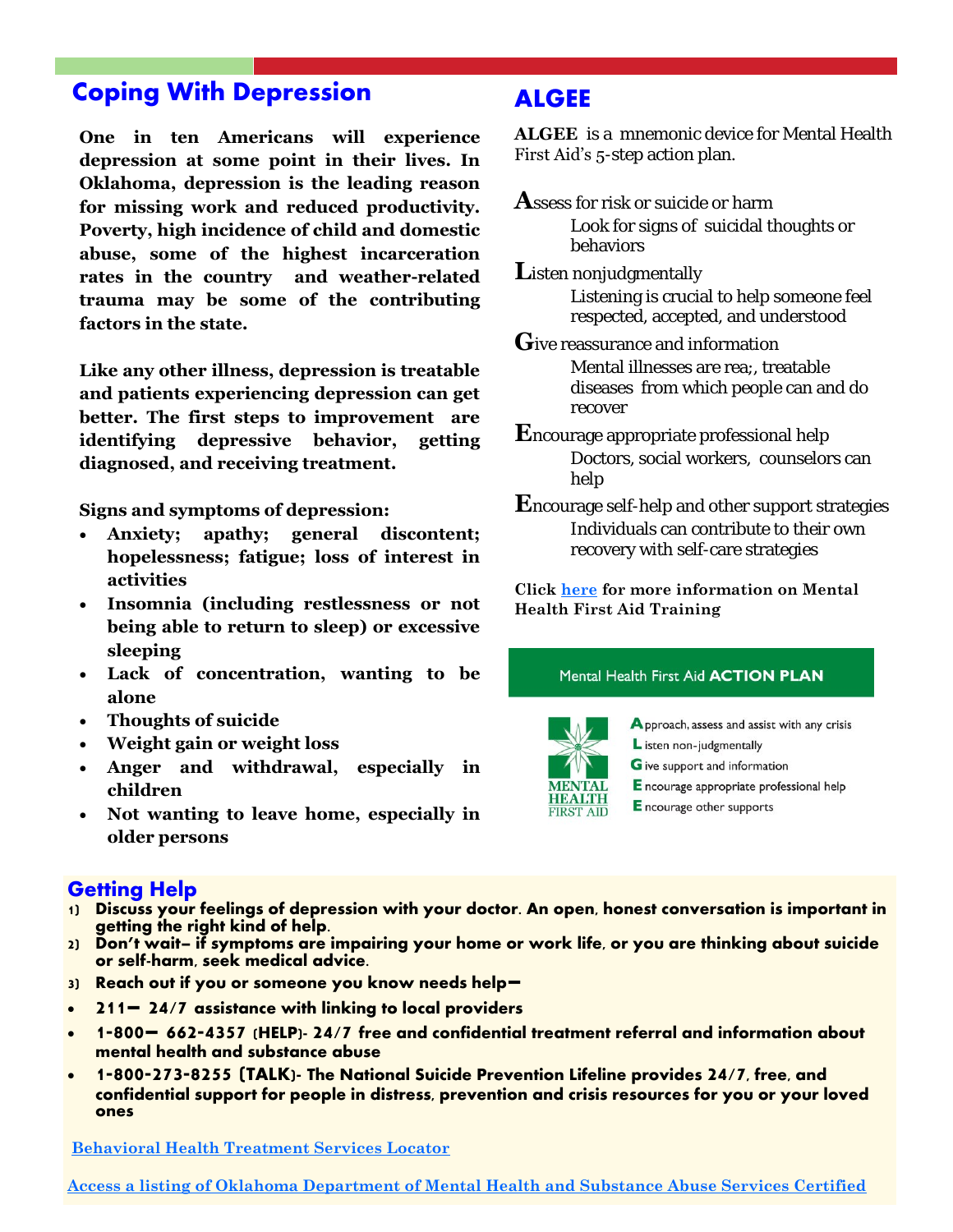## Coping With Depression

**One in ten Americans will experience depression at some point in their lives. In Oklahoma, depression is the leading reason for missing work and reduced productivity. Poverty, high incidence of child and domestic abuse, some of the highest incarceration rates in the country and weather-related trauma may be some of the contributing factors in the state.**

**Like any other illness, depression is treatable and patients experiencing depression can get better. The first steps to improvement are identifying depressive behavior, getting diagnosed, and receiving treatment.**

**Signs and symptoms of depression:**

- **Anxiety; apathy; general discontent; hopelessness; fatigue; loss of interest in activities**
- **Insomnia (including restlessness or not being able to return to sleep) or excessive sleeping**
- **Lack of concentration, wanting to be alone**
- **Thoughts of suicide**
- **Weight gain or weight loss**
- **Anger and withdrawal, especially in children**
- **Not wanting to leave home, especially in older persons**

## ALGEE

**ALGEE** is a mnemonic device for Mental Health First Aid's 5-step action plan.

**A**ssess for risk or suicide or harm
Look for signs of suicidal thoughts or behaviors

**L**isten nonjudgmentally
Listening is crucial to help someone feel respected, accepted, and understood

**G**ive reassurance and information
Mental illnesses are rea;, treatable diseases from which people can and do recover

**E**ncourage appropriate professional help
Doctors, social workers, counselors can help

**E**ncourage self-help and other support strategies
Individuals can contribute to their own recovery with self-care strategies

**Click [here](#) for more information on Mental Health First Aid Training**

Mental Health First Aid **ACTION PLAN**

MENTAL HEALTH FIRST AID

- **A**pproach, assess and assist with any crisis
- **L**isten non-judgmentally
- **G**ive support and information
- **E**ncourage appropriate professional help
- **E**ncourage other supports

## Getting Help

1) **Discuss your feelings of depression with your doctor. An open, honest conversation is important in getting the right kind of help.**
2) **Don't wait– if symptoms are impairing your home or work life, or you are thinking about suicide or self-harm, seek medical advice.**
3) **Reach out if you or someone you know needs help—**

- **211— 24/7 assistance with linking to local providers**
- **1-800— 662-4357 (HELP)- 24/7 free and confidential treatment referral and information about mental health and substance abuse**
- **1-800-273-8255 (TALK)- The National Suicide Prevention Lifeline provides 24/7, free, and confidential support for people in distress, prevention and crisis resources for you or your loved ones**

[**Behavioral Health Treatment Services Locator**](#)

[**Access a listing of Oklahoma Department of Mental Health and Substance Abuse Services Certified**](#)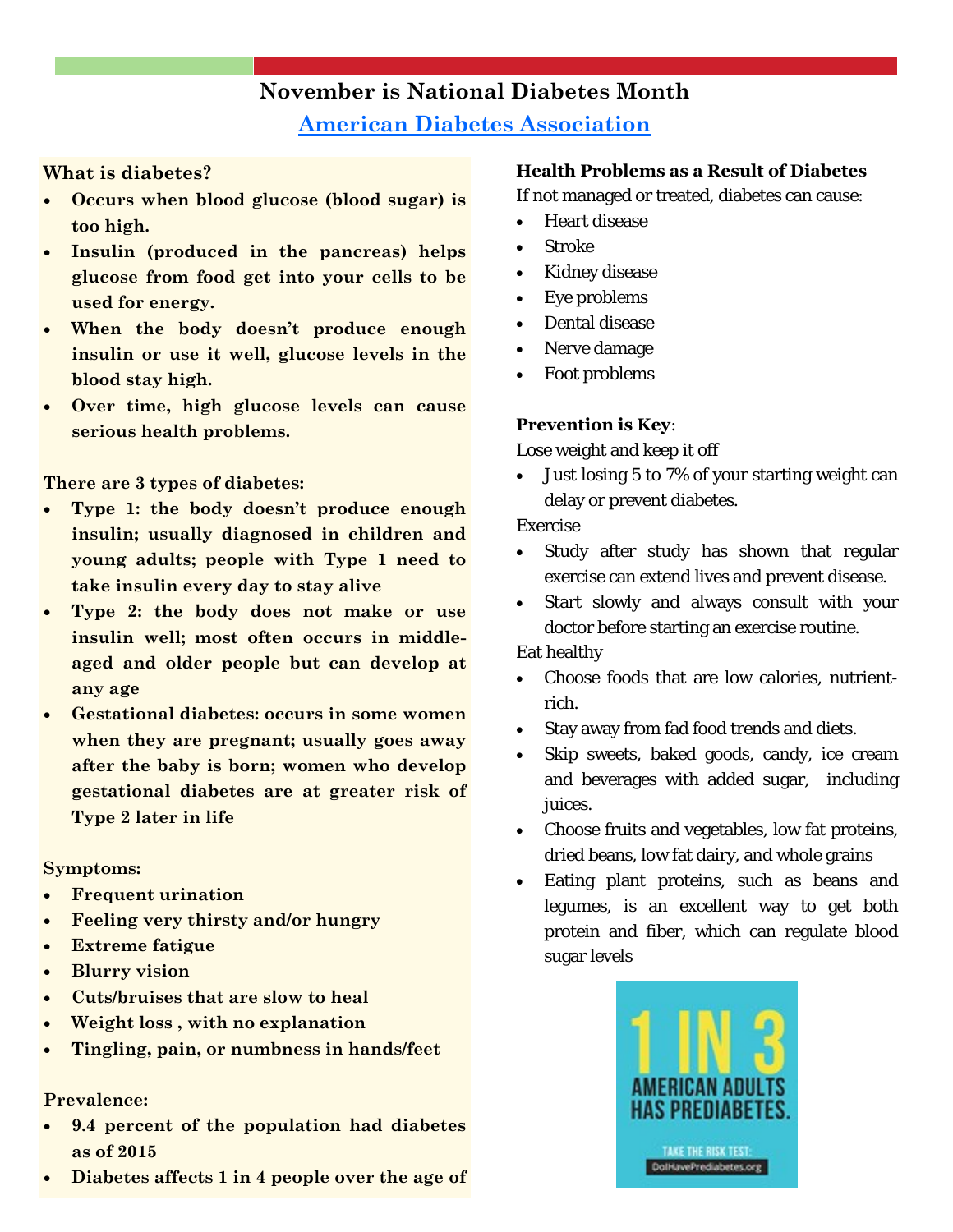## November is National Diabetes Month

### American Diabetes Association

**What is diabetes?**

- **Occurs when blood glucose (blood sugar) is too high.**
- **Insulin (produced in the pancreas) helps glucose from food get into your cells to be used for energy.**
- **When the body doesn't produce enough insulin or use it well, glucose levels in the blood stay high.**
- **Over time, high glucose levels can cause serious health problems.**

**There are 3 types of diabetes:**

- **Type 1: the body doesn't produce enough insulin; usually diagnosed in children and young adults; people with Type 1 need to take insulin every day to stay alive**
- **Type 2: the body does not make or use insulin well; most often occurs in middle-aged and older people but can develop at any age**
- **Gestational diabetes: occurs in some women when they are pregnant; usually goes away after the baby is born; women who develop gestational diabetes are at greater risk of Type 2 later in life**

**Symptoms:**

- **Frequent urination**
- **Feeling very thirsty and/or hungry**
- **Extreme fatigue**
- **Blurry vision**
- **Cuts/bruises that are slow to heal**
- **Weight loss , with no explanation**
- **Tingling, pain, or numbness in hands/feet**

**Prevalence:**

- **9.4 percent of the population had diabetes as of 2015**
- **Diabetes affects 1 in 4 people over the age of**

**Health Problems as a Result of Diabetes**

If not managed or treated, diabetes can cause:

- Heart disease
- Stroke
- Kidney disease
- Eye problems
- Dental disease
- Nerve damage
- Foot problems

**Prevention is Key**:

Lose weight and keep it off

- Just losing 5 to 7% of your starting weight can delay or prevent diabetes.

Exercise

- Study after study has shown that regular exercise can extend lives and prevent disease.
- Start slowly and always consult with your doctor before starting an exercise routine.

Eat healthy

- Choose foods that are low calories, nutrient-rich.
- Stay away from fad food trends and diets.
- Skip sweets, baked goods, candy, ice cream and beverages with added sugar, including juices.
- Choose fruits and vegetables, low fat proteins, dried beans, low fat dairy, and whole grains
- Eating plant proteins, such as beans and legumes, is an excellent way to get both protein and fiber, which can regulate blood sugar levels

1 IN 3 AMERICAN ADULTS HAS PREDIABETES.

TAKE THE RISK TEST: DoIHavePrediabetes.org